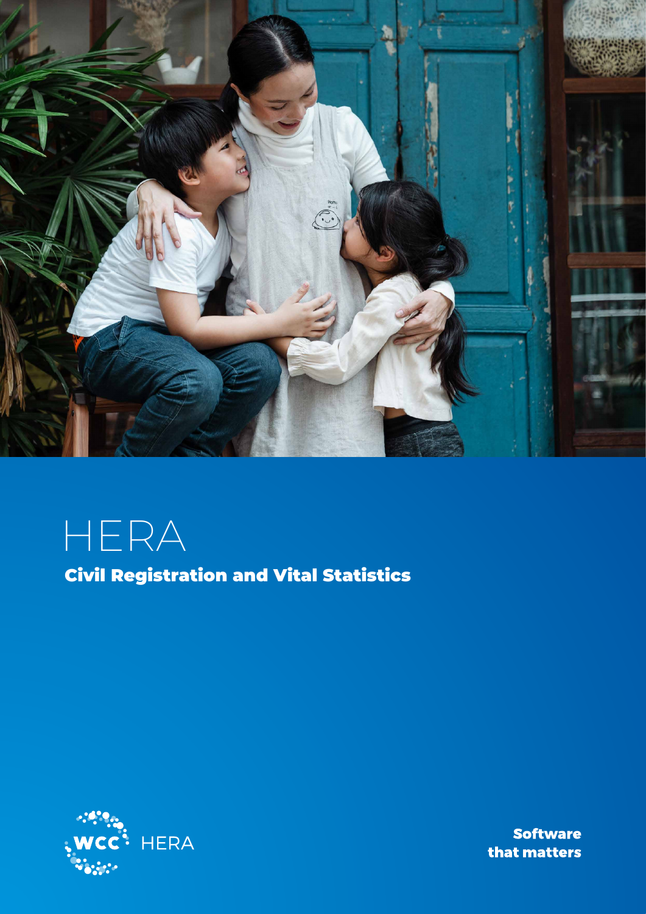# HERA

## Civil Registration and Vital Statistics

WCC HERA

**Software that matters**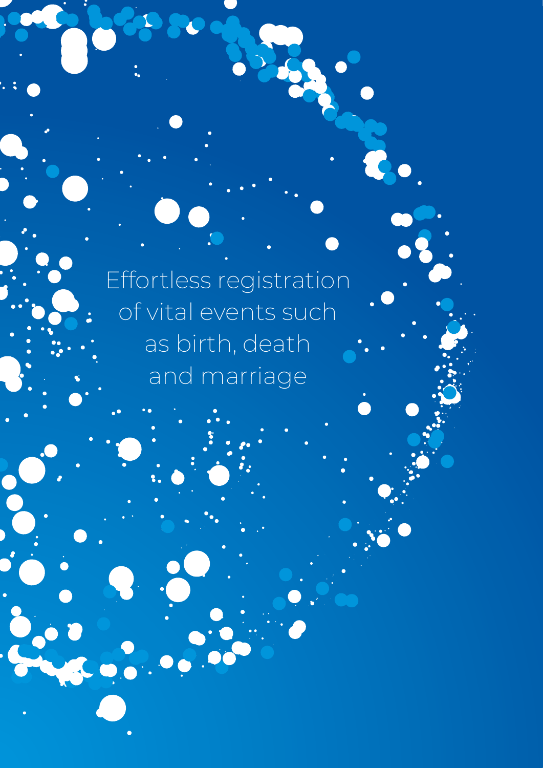Effortless registration of vital events such as birth, death and marriage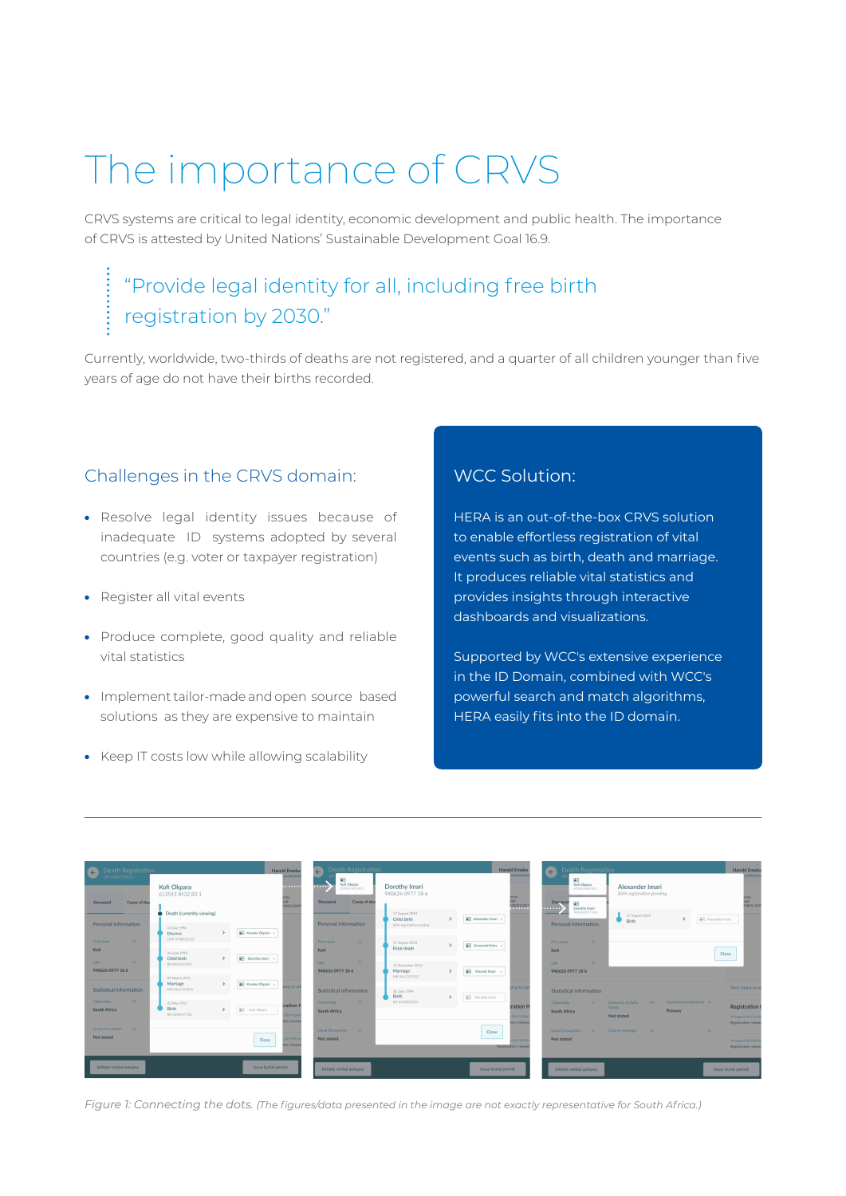# The importance of CRVS

CRVS systems are critical to legal identity, economic development and public health. The importance of CRVS is attested by United Nations' Sustainable Development Goal 16.9.

> "Provide legal identity for all, including free birth registration by 2030."

Currently, worldwide, two-thirds of deaths are not registered, and a quarter of all children younger than five years of age do not have their births recorded.

## Challenges in the CRVS domain:

- Resolve legal identity issues because of inadequate ID systems adopted by several countries (e.g. voter or taxpayer registration)
- Register all vital events
- Produce complete, good quality and reliable vital statistics
- Implement tailor-made and open source based solutions as they are expensive to maintain
- Keep IT costs low while allowing scalability

## WCC Solution:

HERA is an out-of-the-box CRVS solution to enable effortless registration of vital events such as birth, death and marriage. It produces reliable vital statistics and provides insights through interactive dashboards and visualizations.

Supported by WCC's extensive experience in the ID Domain, combined with WCC's powerful search and match algorithms, HERA easily fits into the ID domain.

*Figure 1: Connecting the dots.* *(The figures/data presented in the image are not exactly representative for South Africa.)*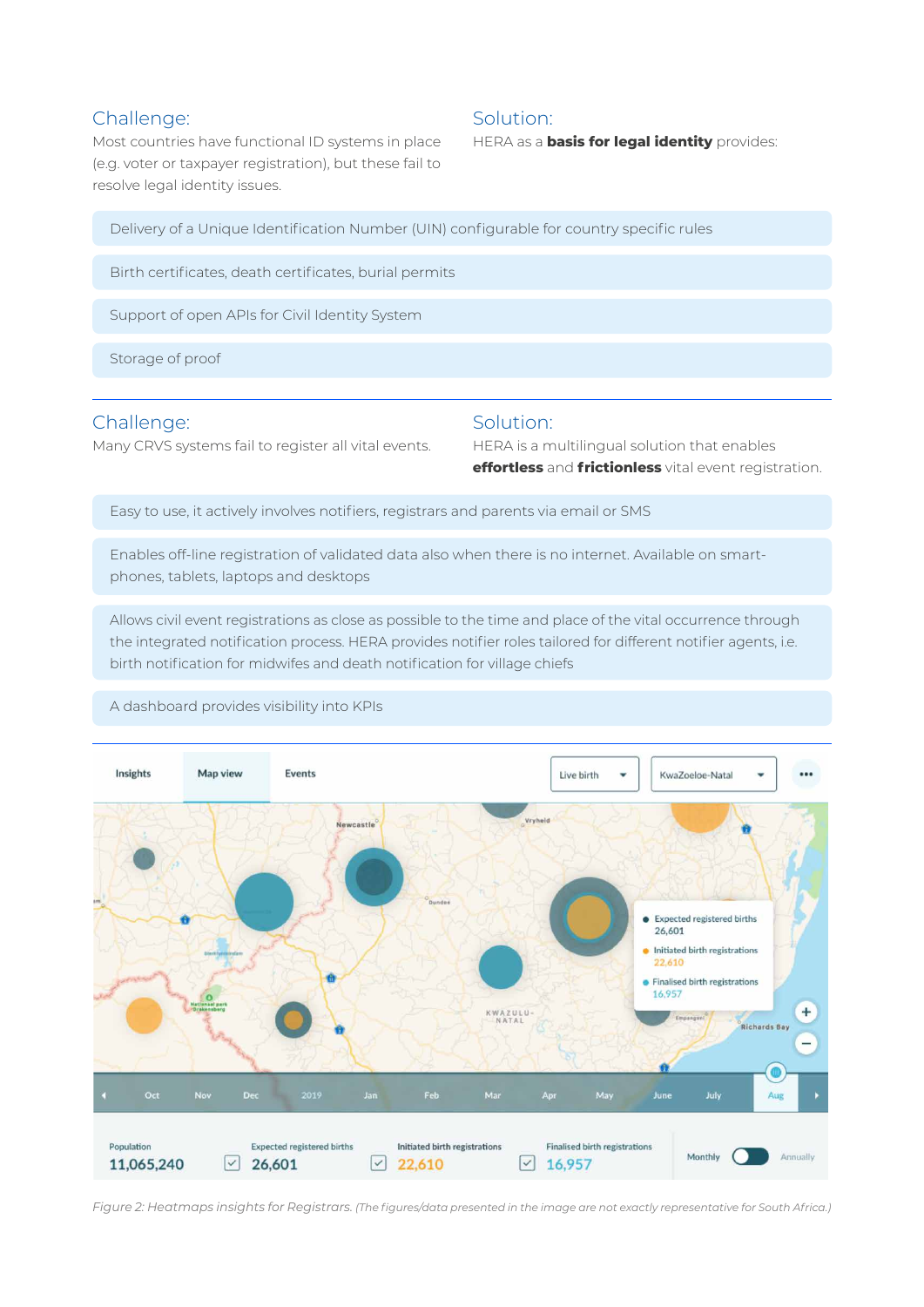## Challenge:

Most countries have functional ID systems in place (e.g. voter or taxpayer registration), but these fail to resolve legal identity issues.

## Solution:

HERA as a **basis for legal identity** provides:

- Delivery of a Unique Identification Number (UIN) configurable for country specific rules
- Birth certificates, death certificates, burial permits
- Support of open APIs for Civil Identity System
- Storage of proof

## Challenge:

Many CRVS systems fail to register all vital events.

## Solution:

HERA is a multilingual solution that enables **effortless** and **frictionless** vital event registration.

- Easy to use, it actively involves notifiers, registrars and parents via email or SMS
- Enables off-line registration of validated data also when there is no internet. Available on smart-phones, tablets, laptops and desktops
- Allows civil event registrations as close as possible to the time and place of the vital occurrence through the integrated notification process. HERA provides notifier roles tailored for different notifier agents, i.e. birth notification for midwifes and death notification for village chiefs
- A dashboard provides visibility into KPIs

*Figure 2: Heatmaps insights for Registrars. (The figures/data presented in the image are not exactly representative for South Africa.)*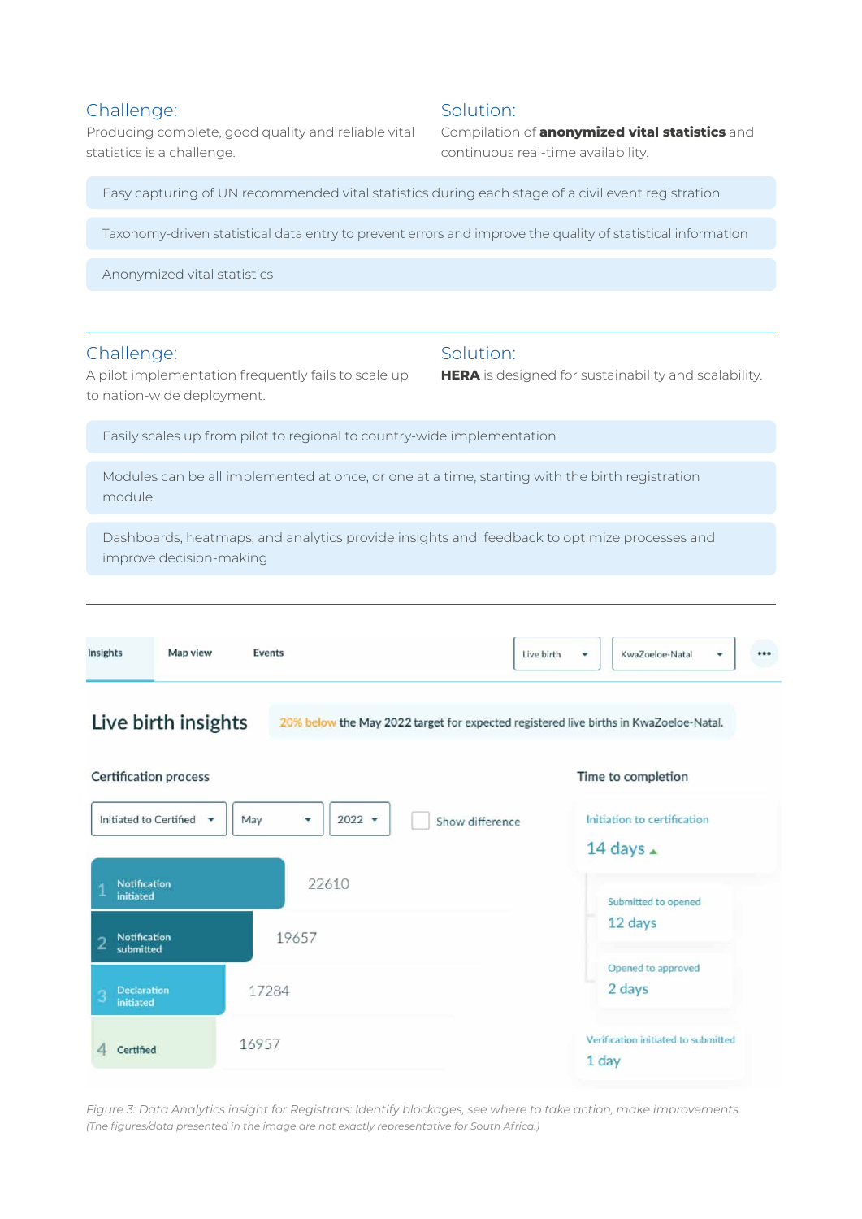### Challenge:

Producing complete, good quality and reliable vital statistics is a challenge.

### Solution:

Compilation of **anonymized vital statistics** and continuous real-time availability.

- Easy capturing of UN recommended vital statistics during each stage of a civil event registration
- Taxonomy-driven statistical data entry to prevent errors and improve the quality of statistical information
- Anonymized vital statistics

---

### Challenge:

A pilot implementation frequently fails to scale up to nation-wide deployment.

### Solution:

**HERA** is designed for sustainability and scalability.

- Easily scales up from pilot to regional to country-wide implementation
- Modules can be all implemented at once, or one at a time, starting with the birth registration module
- Dashboards, heatmaps, and analytics provide insights and feedback to optimize processes and improve decision-making

---

Insights | Map view | Events | Live birth | KwaZoeloe-Natal

**Live birth insights**

20% below the May 2022 target for expected registered live births in KwaZoeloe-Natal.

**Certification process**

Initiated to Certified | May | 2022 | Show difference

| Step | Count |
|---|---|
| 1 Notification initiated | 22610 |
| 2 Notification submitted | 19657 |
| 3 Declaration initiated | 17284 |
| 4 Certified | 16957 |

**Time to completion**

- Initiation to certification: 14 days
  - Submitted to opened: 12 days
  - Opened to approved: 2 days
- Verification initiated to submitted: 1 day

*Figure 3: Data Analytics insight for Registrars: Identify blockages, see where to take action, make improvements.*
*(The figures/data presented in the image are not exactly representative for South Africa.)*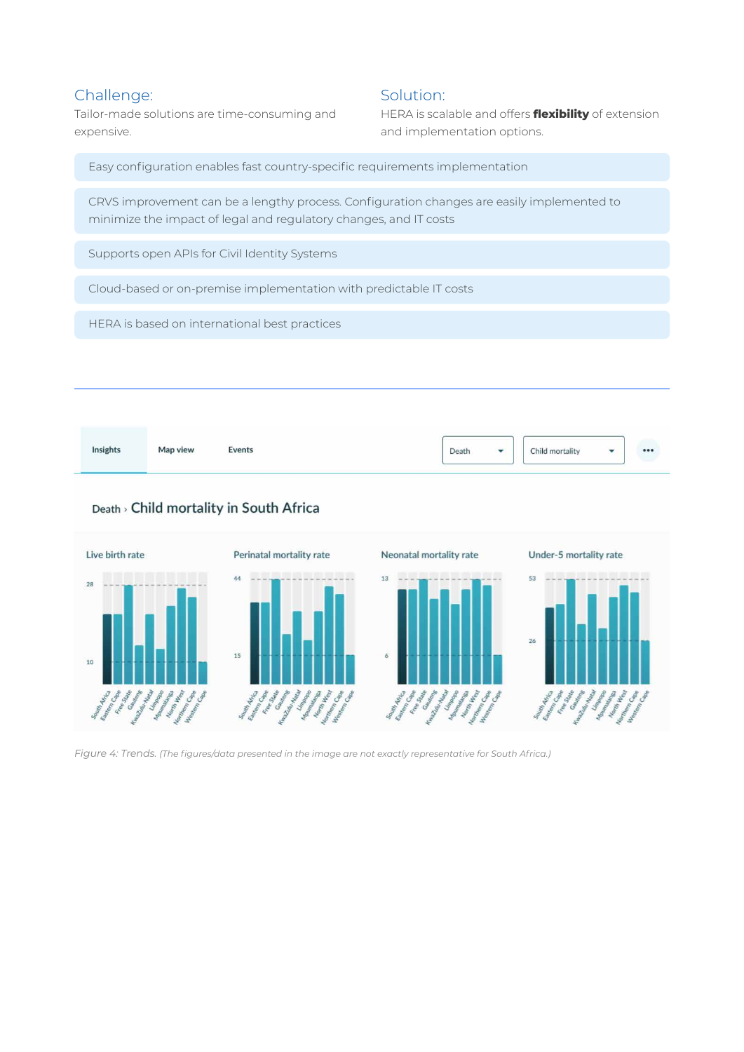## Challenge:

Tailor-made solutions are time-consuming and expensive.

## Solution:

HERA is scalable and offers **flexibility** of extension and implementation options.

- Easy configuration enables fast country-specific requirements implementation
- CRVS improvement can be a lengthy process. Configuration changes are easily implemented to minimize the impact of legal and regulatory changes, and IT costs
- Supports open APIs for Civil Identity Systems
- Cloud-based or on-premise implementation with predictable IT costs
- HERA is based on international best practices

---

*Figure 4: Trends. (The figures/data presented in the image are not exactly representative for South Africa.)*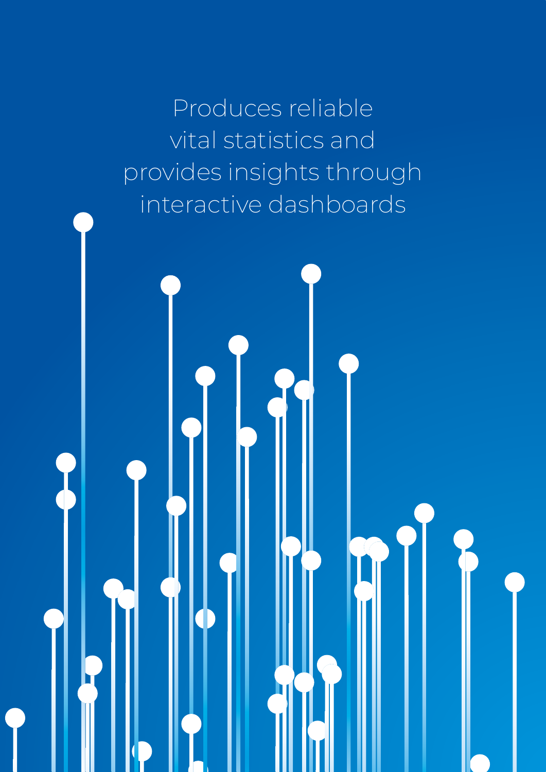Produces reliable vital statistics and provides insights through interactive dashboards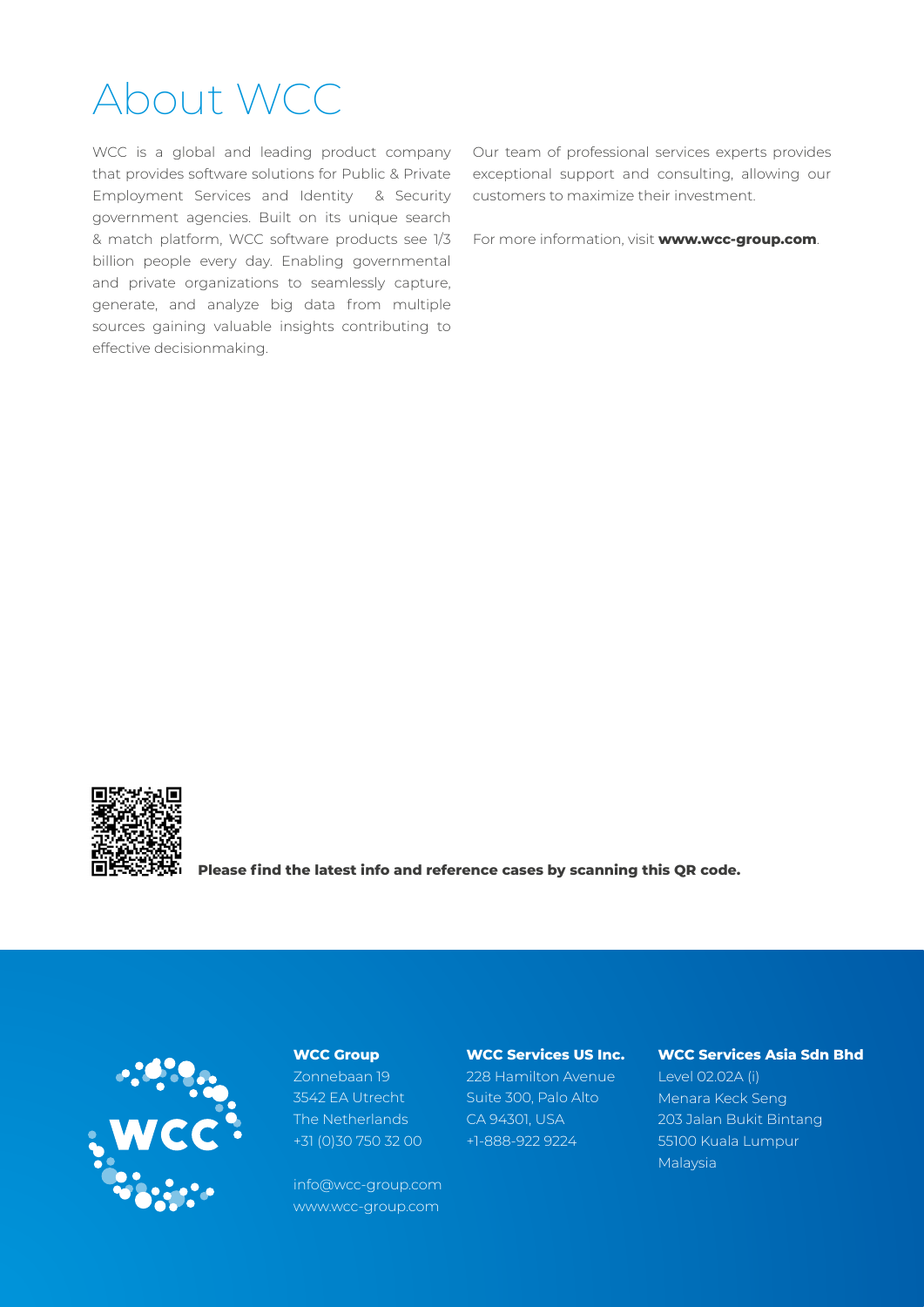# About WCC

WCC is a global and leading product company that provides software solutions for Public & Private Employment Services and Identity & Security government agencies. Built on its unique search & match platform, WCC software products see 1/3 billion people every day. Enabling governmental and private organizations to seamlessly capture, generate, and analyze big data from multiple sources gaining valuable insights contributing to effective decisionmaking.

Our team of professional services experts provides exceptional support and consulting, allowing our customers to maximize their investment.

For more information, visit **www.wcc-group.com**.

**Please find the latest info and reference cases by scanning this QR code.**

**WCC Group**
Zonnebaan 19
3542 EA Utrecht
The Netherlands
+31 (0)30 750 32 00

info@wcc-group.com
www.wcc-group.com

**WCC Services US Inc.**
228 Hamilton Avenue
Suite 300, Palo Alto
CA 94301, USA
+1-888-922 9224

**WCC Services Asia Sdn Bhd**
Level 02.02A (i)
Menara Keck Seng
203 Jalan Bukit Bintang
55100 Kuala Lumpur
Malaysia